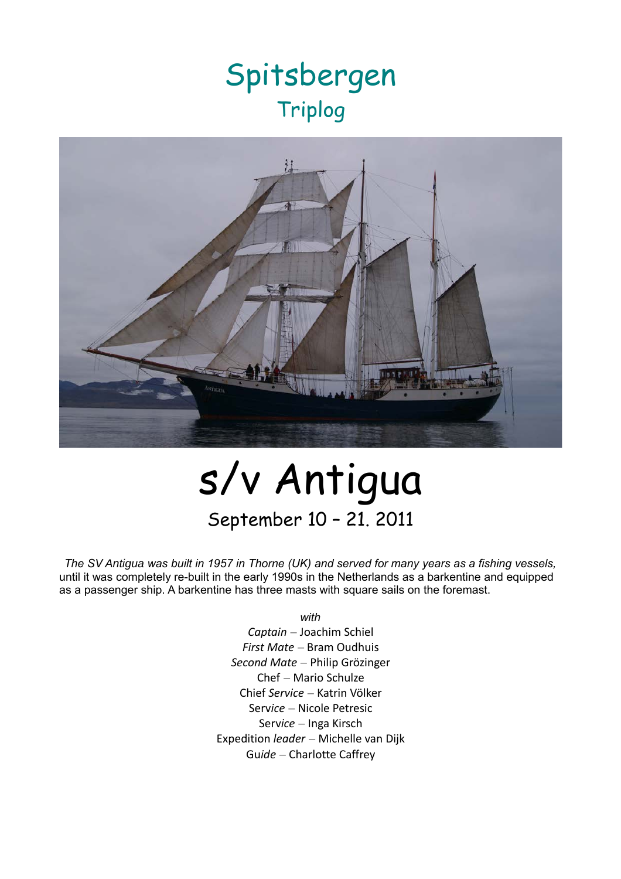# Spitsbergen

## Triplog

# s/v Antigua

## September 10 – 21. 2011

*The SV Antigua was built in 1957 in Thorne (UK) and served for many years as a fishing vessels,* until it was completely re-built in the early 1990s in the Netherlands as a barkentine and equipped as a passenger ship. A barkentine has three masts with square sails on the foremast.

*with*

*Captain* – Joachim Schiel
*First Mate* – Bram Oudhuis
*Second Mate* – Philip Grözinger
Chef – Mario Schulze
Chief *Service* – Katrin Völker
Service – Nicole Petresic
Service – Inga Kirsch
Expedition *leader* – Michelle van Dijk
Gu*ide* – Charlotte Caffrey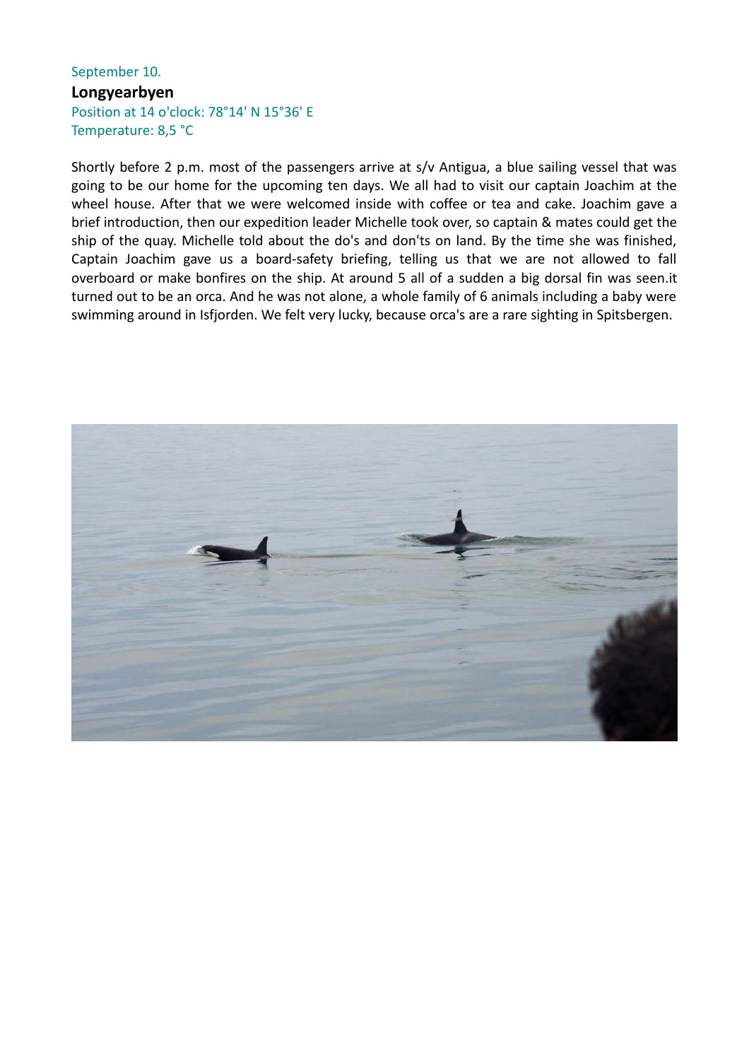September 10.

**Longyearbyen**

Position at 14 o'clock: 78°14' N 15°36' E

Temperature: 8,5 °C

Shortly before 2 p.m. most of the passengers arrive at s/v Antigua, a blue sailing vessel that was going to be our home for the upcoming ten days. We all had to visit our captain Joachim at the wheel house. After that we were welcomed inside with coffee or tea and cake. Joachim gave a brief introduction, then our expedition leader Michelle took over, so captain & mates could get the ship of the quay. Michelle told about the do's and don'ts on land. By the time she was finished, Captain Joachim gave us a board-safety briefing, telling us that we are not allowed to fall overboard or make bonfires on the ship. At around 5 all of a sudden a big dorsal fin was seen.it turned out to be an orca. And he was not alone, a whole family of 6 animals including a baby were swimming around in Isfjorden. We felt very lucky, because orca's are a rare sighting in Spitsbergen.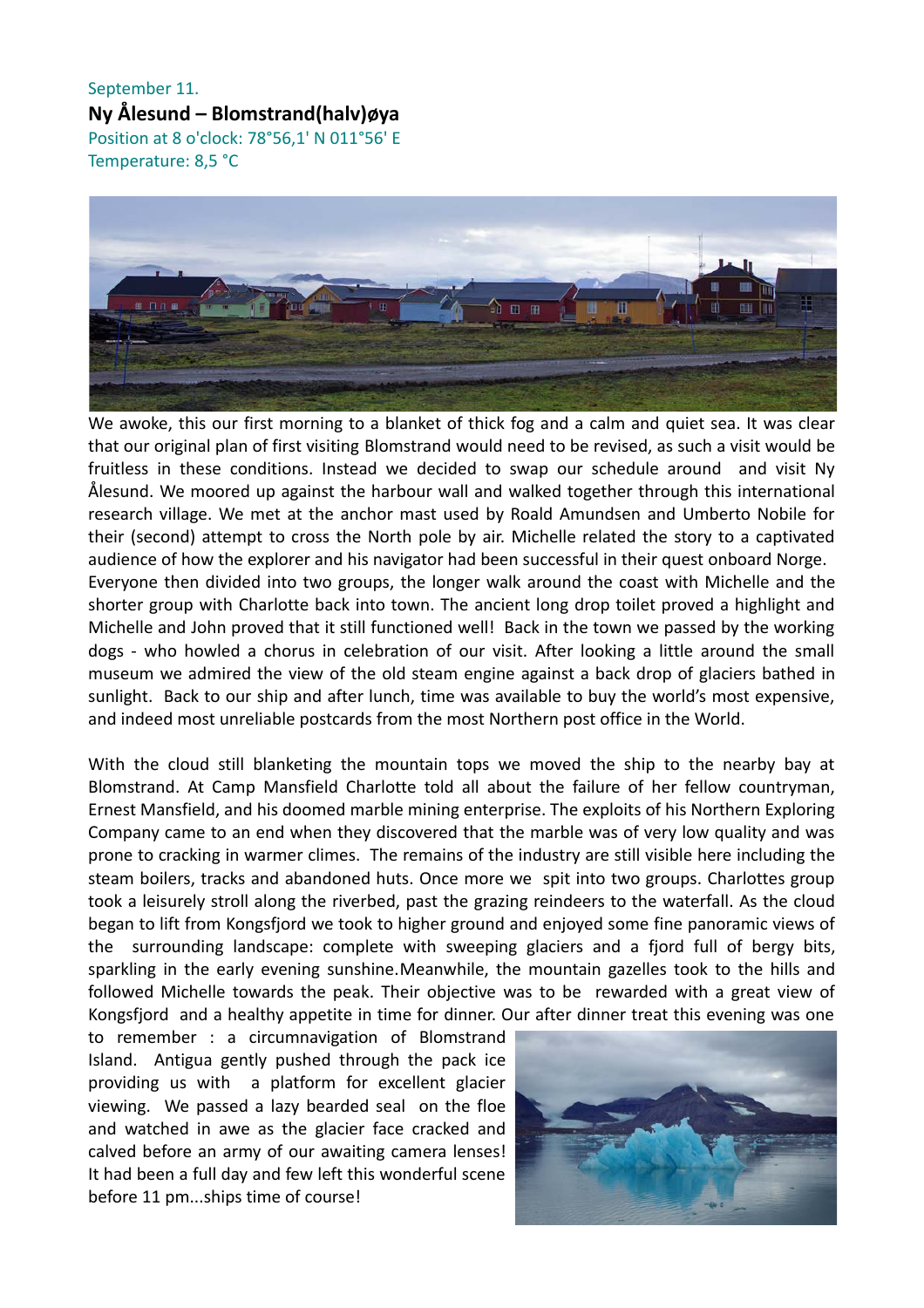September 11.

**Ny Ålesund – Blomstrand(halv)øya**

Position at 8 o'clock: 78°56,1' N 011°56' E

Temperature: 8,5 °C

We awoke, this our first morning to a blanket of thick fog and a calm and quiet sea. It was clear that our original plan of first visiting Blomstrand would need to be revised, as such a visit would be fruitless in these conditions. Instead we decided to swap our schedule around and visit Ny Ålesund. We moored up against the harbour wall and walked together through this international research village. We met at the anchor mast used by Roald Amundsen and Umberto Nobile for their (second) attempt to cross the North pole by air. Michelle related the story to a captivated audience of how the explorer and his navigator had been successful in their quest onboard Norge.

Everyone then divided into two groups, the longer walk around the coast with Michelle and the shorter group with Charlotte back into town. The ancient long drop toilet proved a highlight and Michelle and John proved that it still functioned well! Back in the town we passed by the working dogs - who howled a chorus in celebration of our visit. After looking a little around the small museum we admired the view of the old steam engine against a back drop of glaciers bathed in sunlight. Back to our ship and after lunch, time was available to buy the world's most expensive, and indeed most unreliable postcards from the most Northern post office in the World.

With the cloud still blanketing the mountain tops we moved the ship to the nearby bay at Blomstrand. At Camp Mansfield Charlotte told all about the failure of her fellow countryman, Ernest Mansfield, and his doomed marble mining enterprise. The exploits of his Northern Exploring Company came to an end when they discovered that the marble was of very low quality and was prone to cracking in warmer climes. The remains of the industry are still visible here including the steam boilers, tracks and abandoned huts. Once more we spit into two groups. Charlottes group took a leisurely stroll along the riverbed, past the grazing reindeers to the waterfall. As the cloud began to lift from Kongsfjord we took to higher ground and enjoyed some fine panoramic views of the surrounding landscape: complete with sweeping glaciers and a fjord full of bergy bits, sparkling in the early evening sunshine.Meanwhile, the mountain gazelles took to the hills and followed Michelle towards the peak. Their objective was to be rewarded with a great view of Kongsfjord and a healthy appetite in time for dinner. Our after dinner treat this evening was one to remember : a circumnavigation of Blomstrand Island. Antigua gently pushed through the pack ice providing us with a platform for excellent glacier viewing. We passed a lazy bearded seal on the floe and watched in awe as the glacier face cracked and calved before an army of our awaiting camera lenses! It had been a full day and few left this wonderful scene before 11 pm...ships time of course!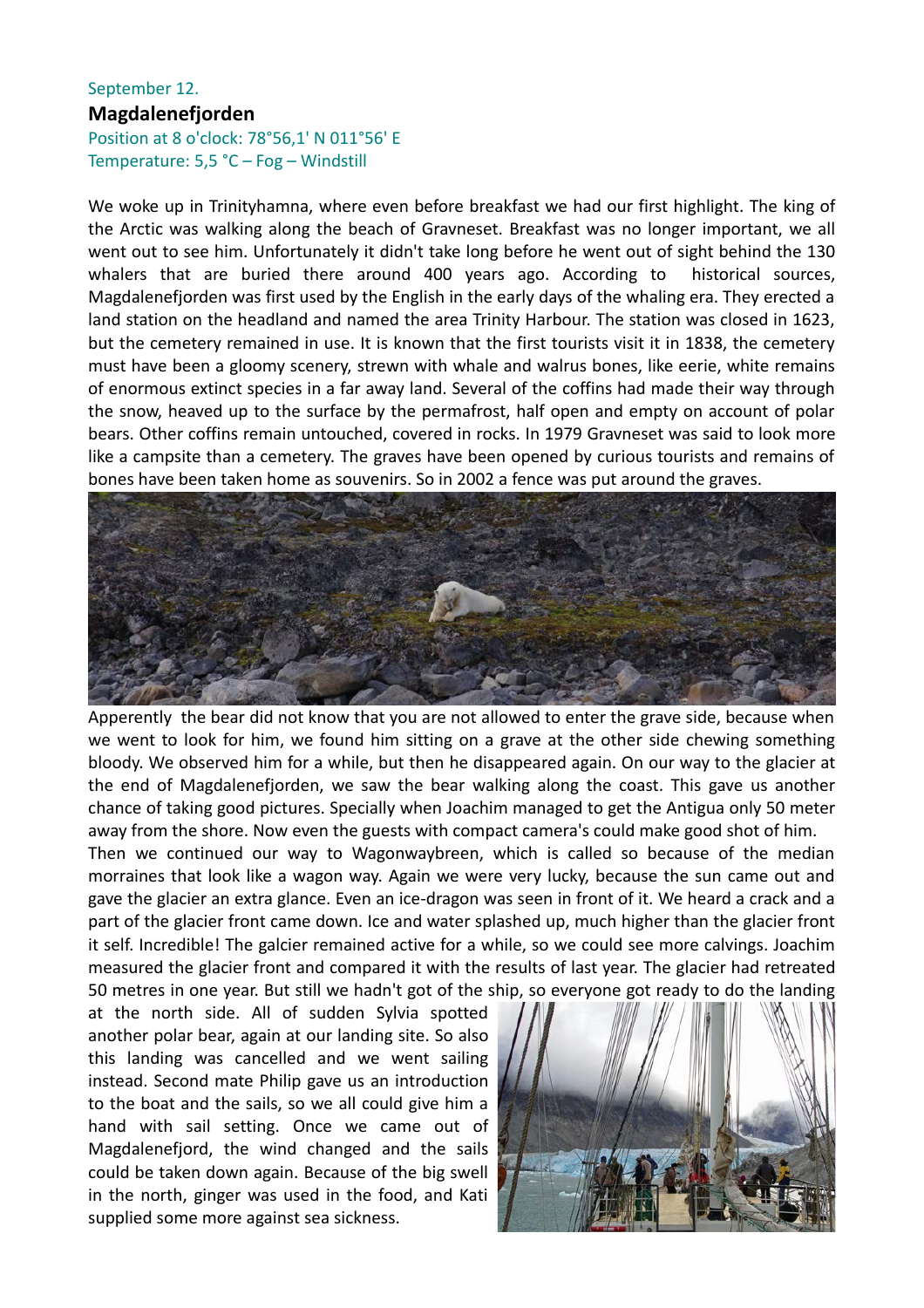September 12.

## Magdalenefjorden

Position at 8 o'clock: 78°56,1' N 011°56' E
Temperature: 5,5 °C – Fog – Windstill

We woke up in Trinityhamna, where even before breakfast we had our first highlight. The king of the Arctic was walking along the beach of Gravneset. Breakfast was no longer important, we all went out to see him. Unfortunately it didn't take long before he went out of sight behind the 130 whalers that are buried there around 400 years ago. According to historical sources, Magdalenefjorden was first used by the English in the early days of the whaling era. They erected a land station on the headland and named the area Trinity Harbour. The station was closed in 1623, but the cemetery remained in use. It is known that the first tourists visit it in 1838, the cemetery must have been a gloomy scenery, strewn with whale and walrus bones, like eerie, white remains of enormous extinct species in a far away land. Several of the coffins had made their way through the snow, heaved up to the surface by the permafrost, half open and empty on account of polar bears. Other coffins remain untouched, covered in rocks. In 1979 Gravneset was said to look more like a campsite than a cemetery. The graves have been opened by curious tourists and remains of bones have been taken home as souvenirs. So in 2002 a fence was put around the graves.

Apparently the bear did not know that you are not allowed to enter the grave side, because when we went to look for him, we found him sitting on a grave at the other side chewing something bloody. We observed him for a while, but then he disappeared again. On our way to the glacier at the end of Magdalenefjorden, we saw the bear walking along the coast. This gave us another chance of taking good pictures. Specially when Joachim managed to get the Antigua only 50 meter away from the shore. Now even the guests with compact camera's could make good shot of him.

Then we continued our way to Wagonwaybreen, which is called so because of the median morraines that look like a wagon way. Again we were very lucky, because the sun came out and gave the glacier an extra glance. Even an ice-dragon was seen in front of it. We heard a crack and a part of the glacier front came down. Ice and water splashed up, much higher than the glacier front it self. Incredible! The galcier remained active for a while, so we could see more calvings. Joachim measured the glacier front and compared it with the results of last year. The glacier had retreated 50 metres in one year. But still we hadn't got of the ship, so everyone got ready to do the landing at the north side. All of sudden Sylvia spotted another polar bear, again at our landing site. So also this landing was cancelled and we went sailing instead. Second mate Philip gave us an introduction to the boat and the sails, so we all could give him a hand with sail setting. Once we came out of Magdalenefjord, the wind changed and the sails could be taken down again. Because of the big swell in the north, ginger was used in the food, and Kati supplied some more against sea sickness.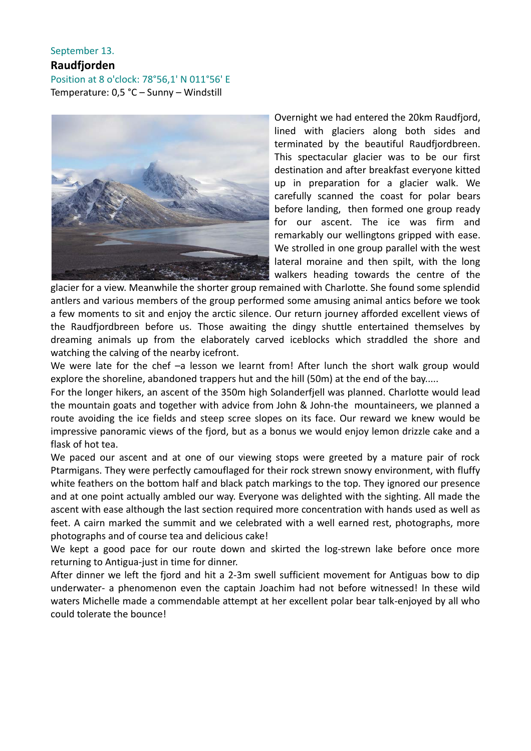September 13.

**Raudfjorden**

Position at 8 o'clock: 78°56,1' N 011°56' E

Temperature: 0,5 °C – Sunny – Windstill

Overnight we had entered the 20km Raudfjord, lined with glaciers along both sides and terminated by the beautiful Raudfjordbreen. This spectacular glacier was to be our first destination and after breakfast everyone kitted up in preparation for a glacier walk. We carefully scanned the coast for polar bears before landing, then formed one group ready for our ascent. The ice was firm and remarkably our wellingtons gripped with ease. We strolled in one group parallel with the west lateral moraine and then spilt, with the long walkers heading towards the centre of the glacier for a view. Meanwhile the shorter group remained with Charlotte. She found some splendid antlers and various members of the group performed some amusing animal antics before we took a few moments to sit and enjoy the arctic silence. Our return journey afforded excellent views of the Raudfjordbreen before us. Those awaiting the dingy shuttle entertained themselves by dreaming animals up from the elaborately carved iceblocks which straddled the shore and watching the calving of the nearby icefront.

We were late for the chef –a lesson we learnt from! After lunch the short walk group would explore the shoreline, abandoned trappers hut and the hill (50m) at the end of the bay.....

For the longer hikers, an ascent of the 350m high Solanderfjell was planned. Charlotte would lead the mountain goats and together with advice from John & John-the mountaineers, we planned a route avoiding the ice fields and steep scree slopes on its face. Our reward we knew would be impressive panoramic views of the fjord, but as a bonus we would enjoy lemon drizzle cake and a flask of hot tea.

We paced our ascent and at one of our viewing stops were greeted by a mature pair of rock Ptarmigans. They were perfectly camouflaged for their rock strewn snowy environment, with fluffy white feathers on the bottom half and black patch markings to the top. They ignored our presence and at one point actually ambled our way. Everyone was delighted with the sighting. All made the ascent with ease although the last section required more concentration with hands used as well as feet. A cairn marked the summit and we celebrated with a well earned rest, photographs, more photographs and of course tea and delicious cake!

We kept a good pace for our route down and skirted the log-strewn lake before once more returning to Antigua-just in time for dinner.

After dinner we left the fjord and hit a 2-3m swell sufficient movement for Antiguas bow to dip underwater- a phenomenon even the captain Joachim had not before witnessed! In these wild waters Michelle made a commendable attempt at her excellent polar bear talk-enjoyed by all who could tolerate the bounce!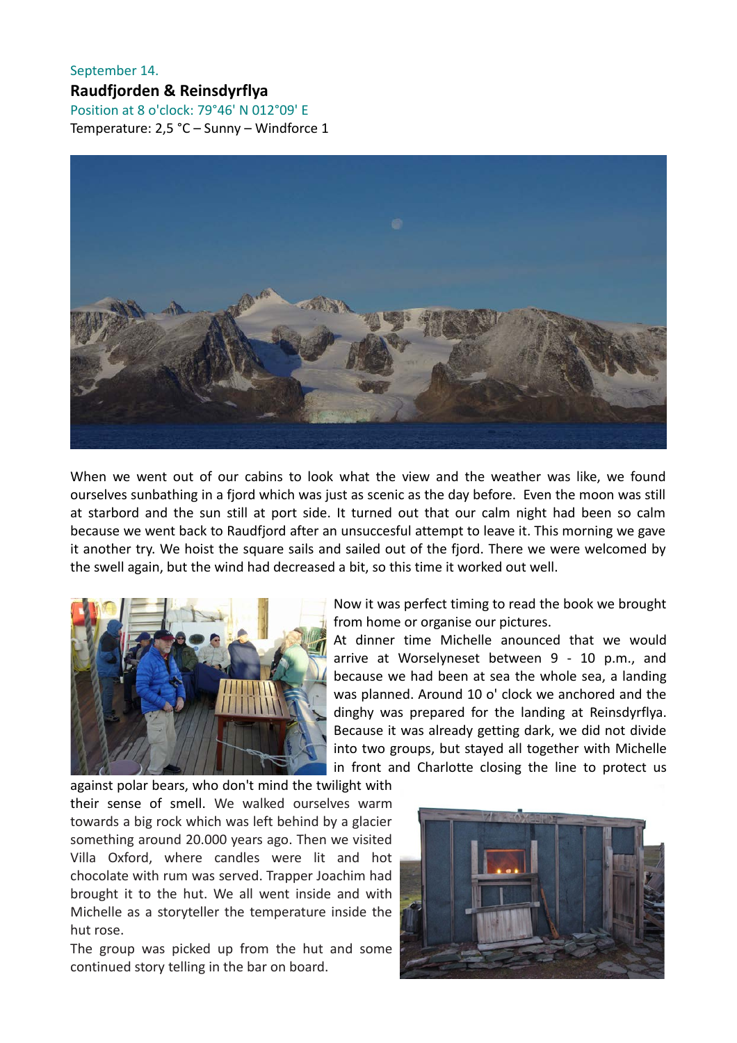September 14.

**Raudfjorden & Reinsdyrflya**

Position at 8 o'clock: 79°46' N 012°09' E

Temperature: 2,5 °C – Sunny – Windforce 1

When we went out of our cabins to look what the view and the weather was like, we found ourselves sunbathing in a fjord which was just as scenic as the day before. Even the moon was still at starbord and the sun still at port side. It turned out that our calm night had been so calm because we went back to Raudfjord after an unsuccesful attempt to leave it. This morning we gave it another try. We hoist the square sails and sailed out of the fjord. There we were welcomed by the swell again, but the wind had decreased a bit, so this time it worked out well.

Now it was perfect timing to read the book we brought from home or organise our pictures.

At dinner time Michelle anounced that we would arrive at Worselyneset between 9 - 10 p.m., and because we had been at sea the whole sea, a landing was planned. Around 10 o' clock we anchored and the dinghy was prepared for the landing at Reinsdyrflya. Because it was already getting dark, we did not divide into two groups, but stayed all together with Michelle in front and Charlotte closing the line to protect us against polar bears, who don't mind the twilight with their sense of smell. We walked ourselves warm towards a big rock which was left behind by a glacier something around 20.000 years ago. Then we visited Villa Oxford, where candles were lit and hot chocolate with rum was served. Trapper Joachim had brought it to the hut. We all went inside and with Michelle as a storyteller the temperature inside the hut rose.

The group was picked up from the hut and some continued story telling in the bar on board.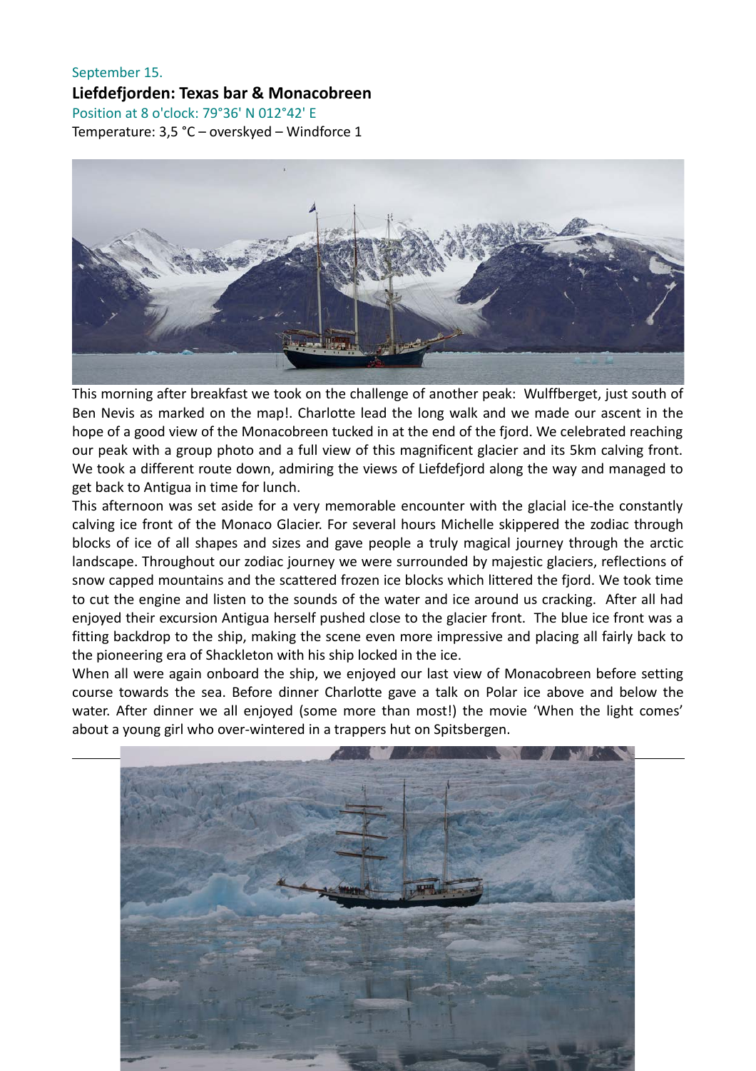September 15.

**Liefdefjorden: Texas bar & Monacobreen**

Position at 8 o'clock: 79°36' N 012°42' E

Temperature: 3,5 °C – overskyed – Windforce 1

This morning after breakfast we took on the challenge of another peak: Wulffberget, just south of Ben Nevis as marked on the map!. Charlotte lead the long walk and we made our ascent in the hope of a good view of the Monacobreen tucked in at the end of the fjord. We celebrated reaching our peak with a group photo and a full view of this magnificent glacier and its 5km calving front. We took a different route down, admiring the views of Liefdefjord along the way and managed to get back to Antigua in time for lunch.

This afternoon was set aside for a very memorable encounter with the glacial ice-the constantly calving ice front of the Monaco Glacier. For several hours Michelle skippered the zodiac through blocks of ice of all shapes and sizes and gave people a truly magical journey through the arctic landscape. Throughout our zodiac journey we were surrounded by majestic glaciers, reflections of snow capped mountains and the scattered frozen ice blocks which littered the fjord. We took time to cut the engine and listen to the sounds of the water and ice around us cracking. After all had enjoyed their excursion Antigua herself pushed close to the glacier front. The blue ice front was a fitting backdrop to the ship, making the scene even more impressive and placing all fairly back to the pioneering era of Shackleton with his ship locked in the ice.

When all were again onboard the ship, we enjoyed our last view of Monacobreen before setting course towards the sea. Before dinner Charlotte gave a talk on Polar ice above and below the water. After dinner we all enjoyed (some more than most!) the movie 'When the light comes' about a young girl who over-wintered in a trappers hut on Spitsbergen.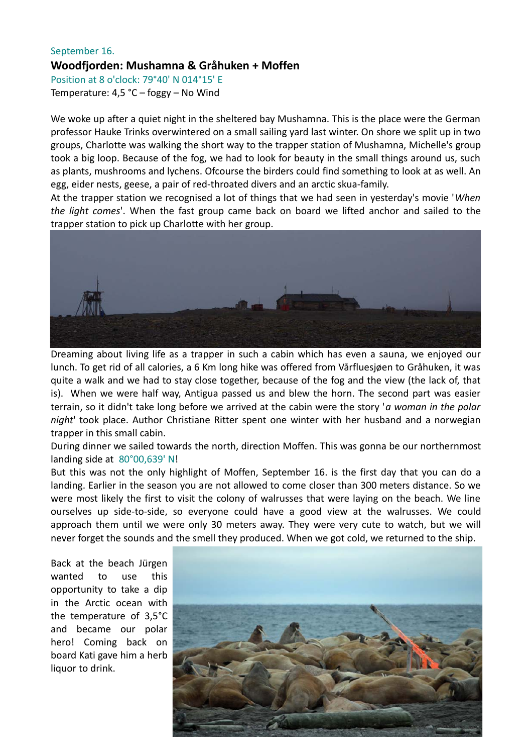September 16.

## Woodfjorden: Mushamna & Gråhuken + Moffen

Position at 8 o'clock: 79°40' N 014°15' E

Temperature: 4,5 °C – foggy – No Wind

We woke up after a quiet night in the sheltered bay Mushamna. This is the place were the German professor Hauke Trinks overwintered on a small sailing yard last winter. On shore we split up in two groups, Charlotte was walking the short way to the trapper station of Mushamna, Michelle's group took a big loop. Because of the fog, we had to look for beauty in the small things around us, such as plants, mushrooms and lychens. Ofcourse the birders could find something to look at as well. An egg, eider nests, geese, a pair of red-throated divers and an arctic skua-family.

At the trapper station we recognised a lot of things that we had seen in yesterday's movie '*When the light comes*'. When the fast group came back on board we lifted anchor and sailed to the trapper station to pick up Charlotte with her group.

Dreaming about living life as a trapper in such a cabin which has even a sauna, we enjoyed our lunch. To get rid of all calories, a 6 Km long hike was offered from Vårfluesjøen to Gråhuken, it was quite a walk and we had to stay close together, because of the fog and the view (the lack of, that is). When we were half way, Antigua passed us and blew the horn. The second part was easier terrain, so it didn't take long before we arrived at the cabin were the story '*a woman in the polar night*' took place. Author Christiane Ritter spent one winter with her husband and a norwegian trapper in this small cabin.

During dinner we sailed towards the north, direction Moffen. This was gonna be our northernmost landing side at 80°00,639' N!

But this was not the only highlight of Moffen, September 16. is the first day that you can do a landing. Earlier in the season you are not allowed to come closer than 300 meters distance. So we were most likely the first to visit the colony of walrusses that were laying on the beach. We line ourselves up side-to-side, so everyone could have a good view at the walrusses. We could approach them until we were only 30 meters away. They were very cute to watch, but we will never forget the sounds and the smell they produced. When we got cold, we returned to the ship.

Back at the beach Jürgen wanted to use this opportunity to take a dip in the Arctic ocean with the temperature of 3,5°C and became our polar hero! Coming back on board Kati gave him a herb liquor to drink.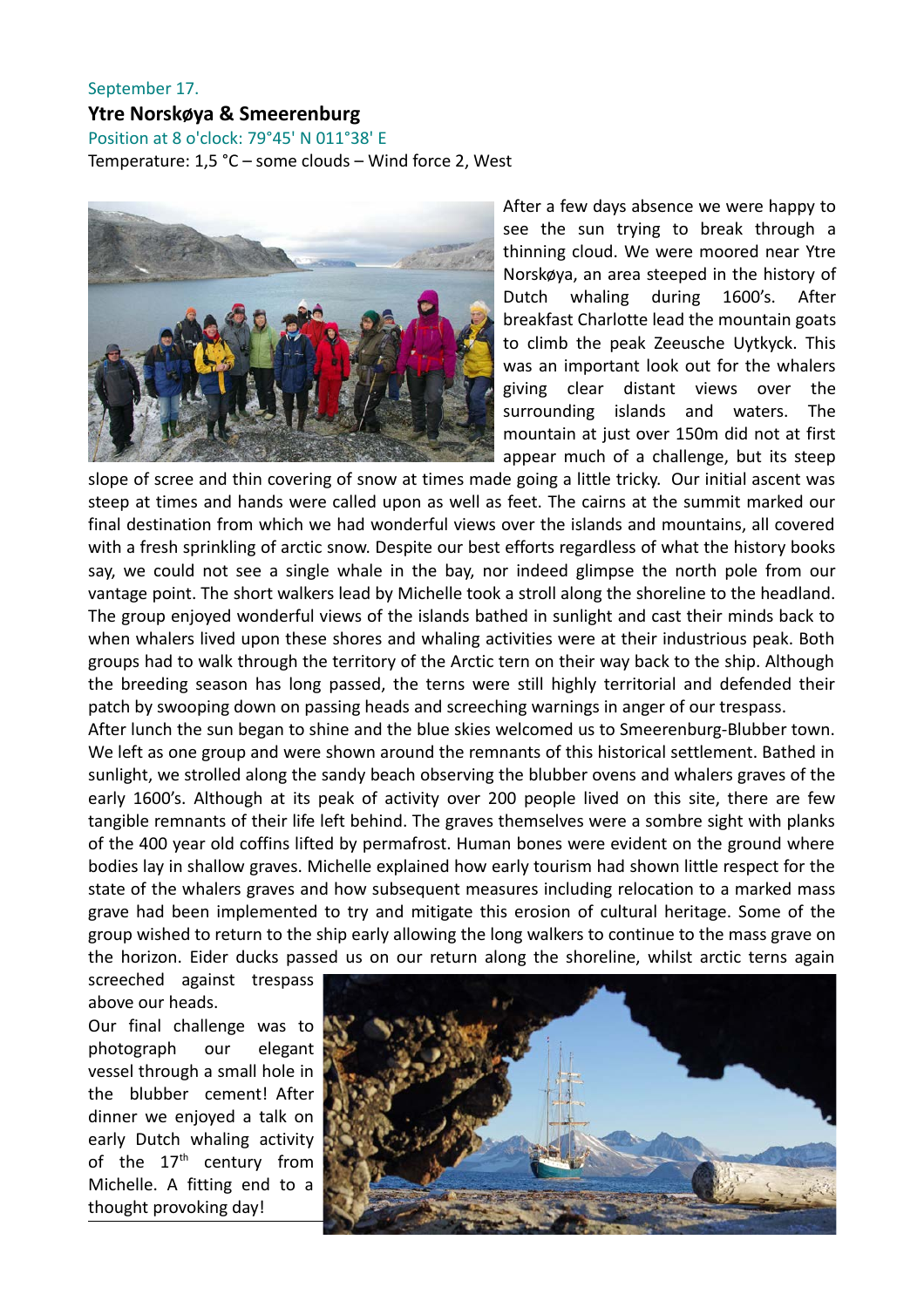September 17.

**Ytre Norskøya & Smeerenburg**

Position at 8 o'clock: 79°45' N 011°38' E

Temperature: 1,5 °C – some clouds – Wind force 2, West

After a few days absence we were happy to see the sun trying to break through a thinning cloud. We were moored near Ytre Norskøya, an area steeped in the history of Dutch whaling during 1600's. After breakfast Charlotte lead the mountain goats to climb the peak Zeeusche Uytkyck. This was an important look out for the whalers giving clear distant views over the surrounding islands and waters. The mountain at just over 150m did not at first appear much of a challenge, but its steep slope of scree and thin covering of snow at times made going a little tricky. Our initial ascent was steep at times and hands were called upon as well as feet. The cairns at the summit marked our final destination from which we had wonderful views over the islands and mountains, all covered with a fresh sprinkling of arctic snow. Despite our best efforts regardless of what the history books say, we could not see a single whale in the bay, nor indeed glimpse the north pole from our vantage point. The short walkers lead by Michelle took a stroll along the shoreline to the headland. The group enjoyed wonderful views of the islands bathed in sunlight and cast their minds back to when whalers lived upon these shores and whaling activities were at their industrious peak. Both groups had to walk through the territory of the Arctic tern on their way back to the ship. Although the breeding season has long passed, the terns were still highly territorial and defended their patch by swooping down on passing heads and screeching warnings in anger of our trespass.

After lunch the sun began to shine and the blue skies welcomed us to Smeerenburg-Blubber town. We left as one group and were shown around the remnants of this historical settlement. Bathed in sunlight, we strolled along the sandy beach observing the blubber ovens and whalers graves of the early 1600's. Although at its peak of activity over 200 people lived on this site, there are few tangible remnants of their life left behind. The graves themselves were a sombre sight with planks of the 400 year old coffins lifted by permafrost. Human bones were evident on the ground where bodies lay in shallow graves. Michelle explained how early tourism had shown little respect for the state of the whalers graves and how subsequent measures including relocation to a marked mass grave had been implemented to try and mitigate this erosion of cultural heritage. Some of the group wished to return to the ship early allowing the long walkers to continue to the mass grave on the horizon. Eider ducks passed us on our return along the shoreline, whilst arctic terns again screeched against trespass above our heads.

Our final challenge was to photograph our elegant vessel through a small hole in the blubber cement! After dinner we enjoyed a talk on early Dutch whaling activity of the 17th century from Michelle. A fitting end to a thought provoking day!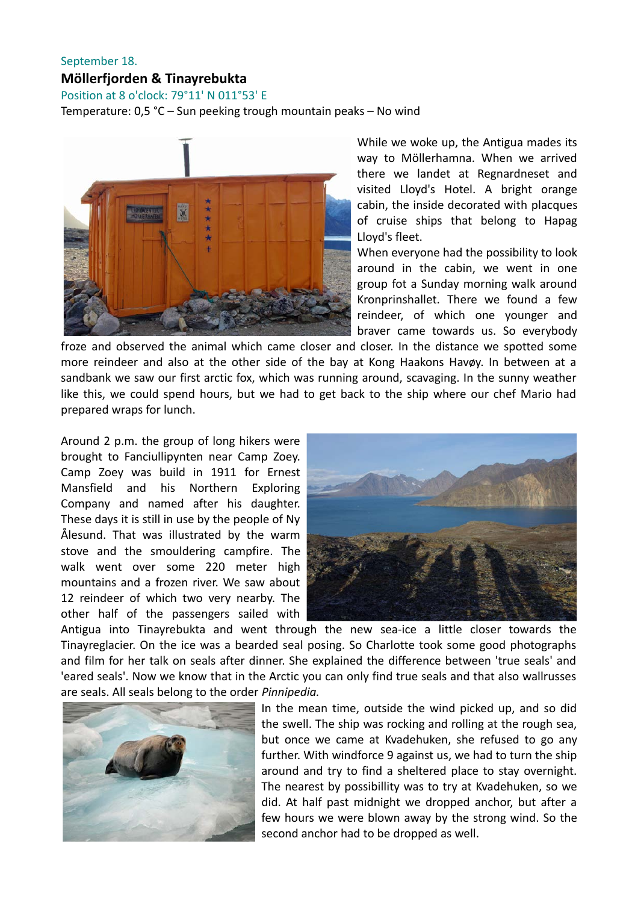September 18.

## Möllerfjorden & Tinayrebukta

Position at 8 o'clock: 79°11' N 011°53' E

Temperature: 0,5 °C – Sun peeking trough mountain peaks – No wind

While we woke up, the Antigua mades its way to Möllerhamna. When we arrived there we landet at Regnardneset and visited Lloyd's Hotel. A bright orange cabin, the inside decorated with placques of cruise ships that belong to Hapag Lloyd's fleet.

When everyone had the possibility to look around in the cabin, we went in one group fot a Sunday morning walk around Kronprinshallet. There we found a few reindeer, of which one younger and braver came towards us. So everybody froze and observed the animal which came closer and closer. In the distance we spotted some more reindeer and also at the other side of the bay at Kong Haakons Havøy. In between at a sandbank we saw our first arctic fox, which was running around, scavaging. In the sunny weather like this, we could spend hours, but we had to get back to the ship where our chef Mario had prepared wraps for lunch.

Around 2 p.m. the group of long hikers were brought to Fanciullipynten near Camp Zoey. Camp Zoey was build in 1911 for Ernest Mansfield and his Northern Exploring Company and named after his daughter. These days it is still in use by the people of Ny Ålesund. That was illustrated by the warm stove and the smouldering campfire. The walk went over some 220 meter high mountains and a frozen river. We saw about 12 reindeer of which two very nearby. The other half of the passengers sailed with Antigua into Tinayrebukta and went through the new sea-ice a little closer towards the Tinayreglacier. On the ice was a bearded seal posing. So Charlotte took some good photographs and film for her talk on seals after dinner. She explained the difference between 'true seals' and 'eared seals'. Now we know that in the Arctic you can only find true seals and that also wallrusses are seals. All seals belong to the order *Pinnipedia.*

In the mean time, outside the wind picked up, and so did the swell. The ship was rocking and rolling at the rough sea, but once we came at Kvadehuken, she refused to go any further. With windforce 9 against us, we had to turn the ship around and try to find a sheltered place to stay overnight. The nearest by possibillity was to try at Kvadehuken, so we did. At half past midnight we dropped anchor, but after a few hours we were blown away by the strong wind. So the second anchor had to be dropped as well.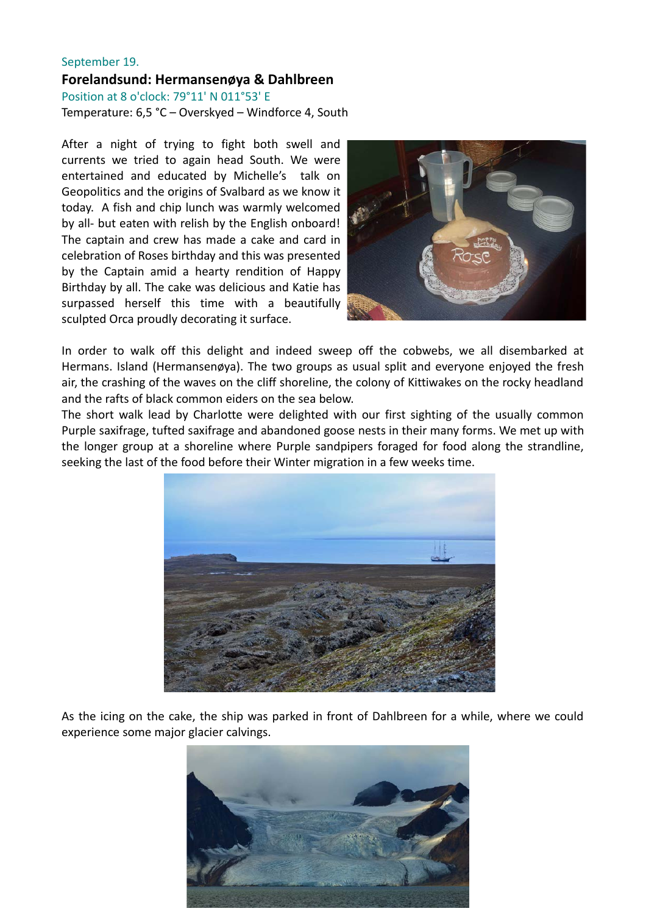September 19.

## Forelandsund: Hermansenøya & Dahlbreen

Position at 8 o'clock: 79°11' N 011°53' E

Temperature: 6,5 °C – Overskyed – Windforce 4, South

After a night of trying to fight both swell and currents we tried to again head South. We were entertained and educated by Michelle's talk on Geopolitics and the origins of Svalbard as we know it today. A fish and chip lunch was warmly welcomed by all- but eaten with relish by the English onboard! The captain and crew has made a cake and card in celebration of Roses birthday and this was presented by the Captain amid a hearty rendition of Happy Birthday by all. The cake was delicious and Katie has surpassed herself this time with a beautifully sculpted Orca proudly decorating it surface.

In order to walk off this delight and indeed sweep off the cobwebs, we all disembarked at Hermans. Island (Hermansenøya). The two groups as usual split and everyone enjoyed the fresh air, the crashing of the waves on the cliff shoreline, the colony of Kittiwakes on the rocky headland and the rafts of black common eiders on the sea below.

The short walk lead by Charlotte were delighted with our first sighting of the usually common Purple saxifrage, tufted saxifrage and abandoned goose nests in their many forms. We met up with the longer group at a shoreline where Purple sandpipers foraged for food along the strandline, seeking the last of the food before their Winter migration in a few weeks time.

As the icing on the cake, the ship was parked in front of Dahlbreen for a while, where we could experience some major glacier calvings.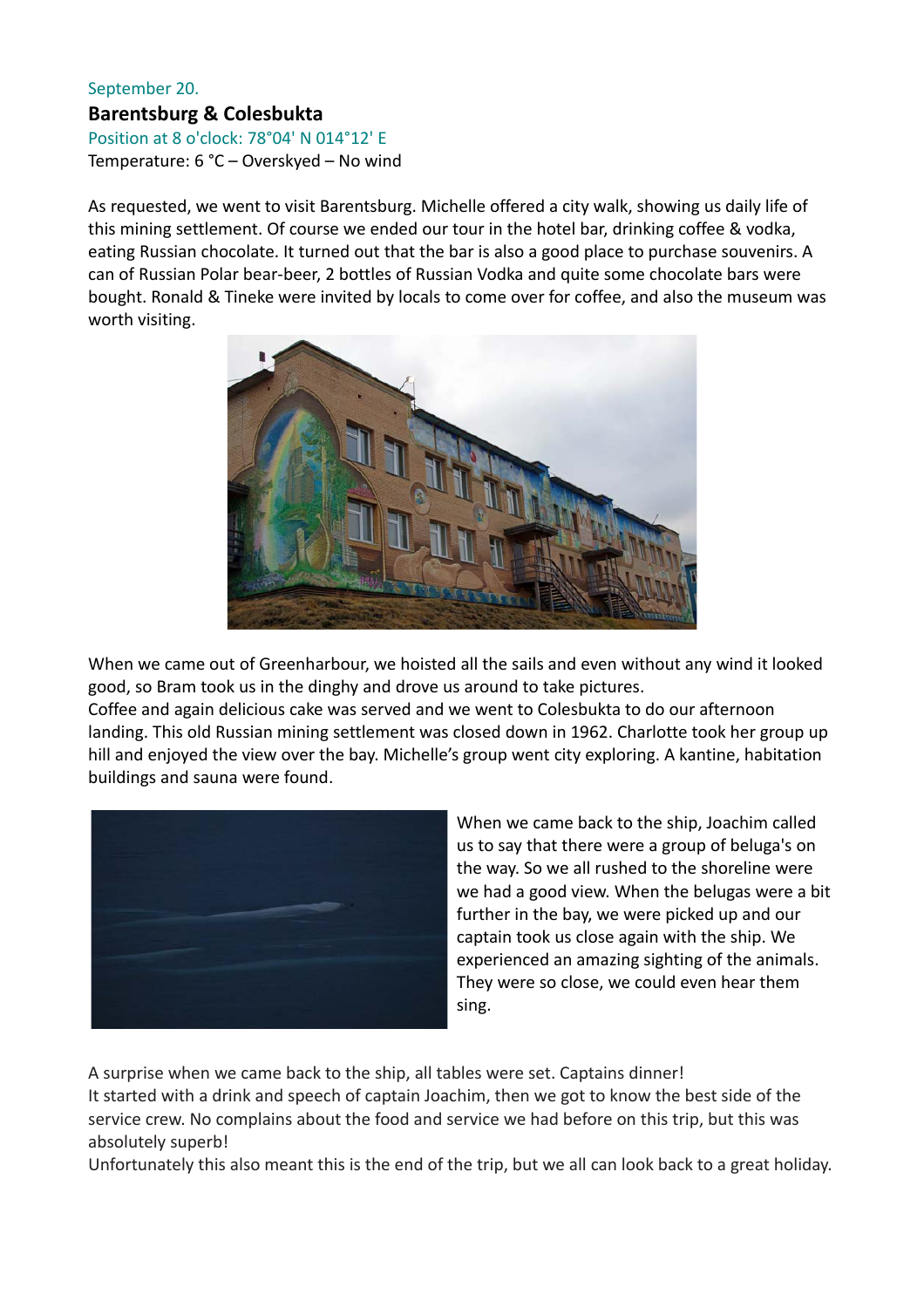September 20.

**Barentsburg & Colesbukta**

Position at 8 o'clock: 78°04' N 014°12' E

Temperature: 6 °C – Overskyed – No wind

As requested, we went to visit Barentsburg. Michelle offered a city walk, showing us daily life of this mining settlement. Of course we ended our tour in the hotel bar, drinking coffee & vodka, eating Russian chocolate. It turned out that the bar is also a good place to purchase souvenirs. A can of Russian Polar bear-beer, 2 bottles of Russian Vodka and quite some chocolate bars were bought. Ronald & Tineke were invited by locals to come over for coffee, and also the museum was worth visiting.

When we came out of Greenharbour, we hoisted all the sails and even without any wind it looked good, so Bram took us in the dinghy and drove us around to take pictures.
Coffee and again delicious cake was served and we went to Colesbukta to do our afternoon landing. This old Russian mining settlement was closed down in 1962. Charlotte took her group up hill and enjoyed the view over the bay. Michelle's group went city exploring. A kantine, habitation buildings and sauna were found.

When we came back to the ship, Joachim called us to say that there were a group of beluga's on the way. So we all rushed to the shoreline were we had a good view. When the belugas were a bit further in the bay, we were picked up and our captain took us close again with the ship. We experienced an amazing sighting of the animals. They were so close, we could even hear them sing.

A surprise when we came back to the ship, all tables were set. Captains dinner!
It started with a drink and speech of captain Joachim, then we got to know the best side of the service crew. No complains about the food and service we had before on this trip, but this was absolutely superb!
Unfortunately this also meant this is the end of the trip, but we all can look back to a great holiday.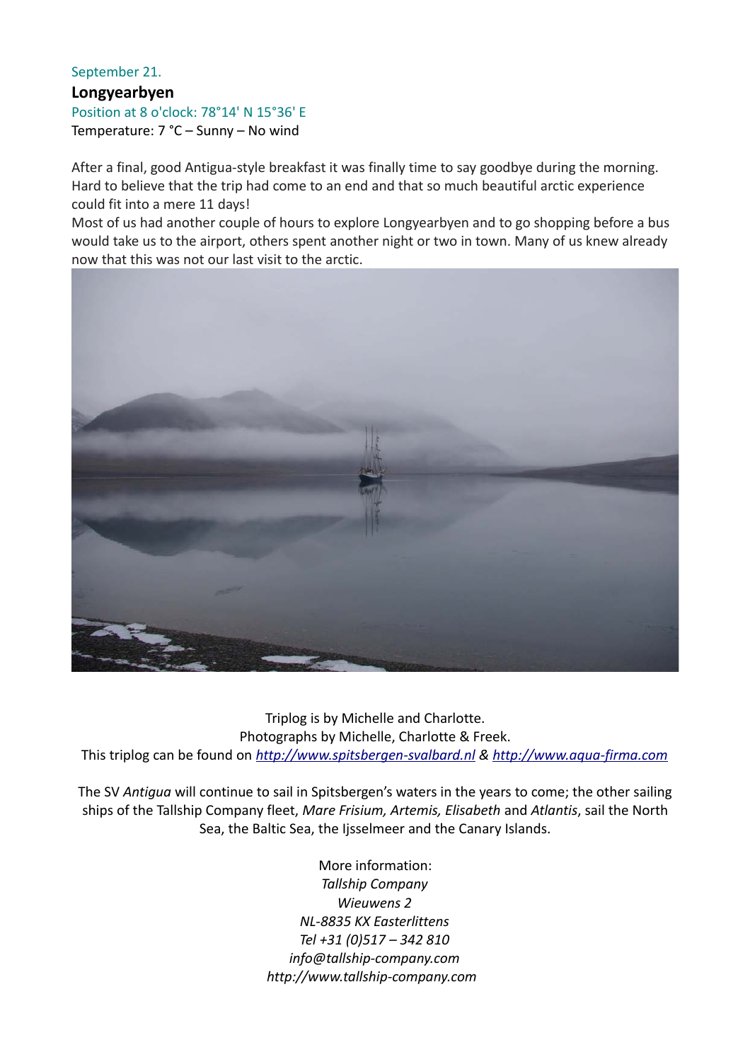September 21.

## Longyearbyen

Position at 8 o'clock: 78°14' N 15°36' E

Temperature: 7 °C – Sunny – No wind

After a final, good Antigua-style breakfast it was finally time to say goodbye during the morning. Hard to believe that the trip had come to an end and that so much beautiful arctic experience could fit into a mere 11 days!

Most of us had another couple of hours to explore Longyearbyen and to go shopping before a bus would take us to the airport, others spent another night or two in town. Many of us knew already now that this was not our last visit to the arctic.

Triplog is by Michelle and Charlotte.
Photographs by Michelle, Charlotte & Freek.
This triplog can be found on *http://www.spitsbergen-svalbard.nl* & *http://www.aqua-firma.com*

The SV *Antigua* will continue to sail in Spitsbergen's waters in the years to come; the other sailing ships of the Tallship Company fleet, *Mare Frisium, Artemis, Elisabeth* and *Atlantis*, sail the North Sea, the Baltic Sea, the Ijsselmeer and the Canary Islands.

More information:
*Tallship Company*
*Wieuwens 2*
*NL-8835 KX Easterlittens*
*Tel +31 (0)517 – 342 810*
*info@tallship-company.com*
*http://www.tallship-company.com*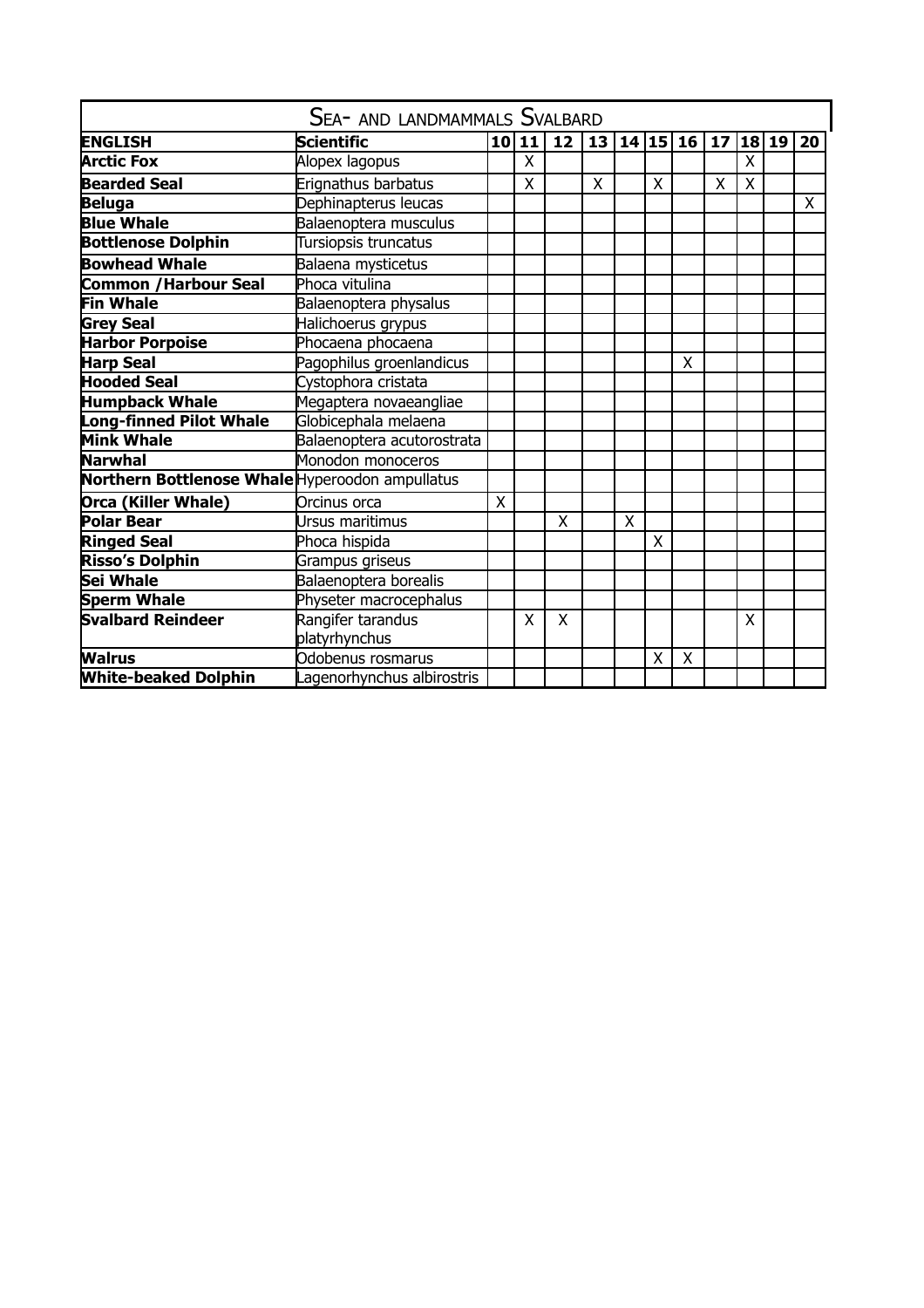| SEA- AND LANDMAMMALS SVALBARD | | | | | | | | | | | | |
|---|---|---|---|---|---|---|---|---|---|---|---|---|
| **ENGLISH** | **Scientific** | **10** | **11** | **12** | **13** | **14** | **15** | **16** | **17** | **18** | **19** | **20** |
| **Arctic Fox** | Alopex lagopus | | X | | | | | | | X | | |
| **Bearded Seal** | Erignathus barbatus | | X | | X | | X | | X | X | | |
| **Beluga** | Dephinapterus leucas | | | | | | | | | | | X |
| **Blue Whale** | Balaenoptera musculus | | | | | | | | | | | |
| **Bottlenose Dolphin** | Tursiopsis truncatus | | | | | | | | | | | |
| **Bowhead Whale** | Balaena mysticetus | | | | | | | | | | | |
| **Common /Harbour Seal** | Phoca vitulina | | | | | | | | | | | |
| **Fin Whale** | Balaenoptera physalus | | | | | | | | | | | |
| **Grey Seal** | Halichoerus grypus | | | | | | | | | | | |
| **Harbor Porpoise** | Phocaena phocaena | | | | | | | | | | | |
| **Harp Seal** | Pagophilus groenlandicus | | | | | | | X | | | | |
| **Hooded Seal** | Cystophora cristata | | | | | | | | | | | |
| **Humpback Whale** | Megaptera novaeangliae | | | | | | | | | | | |
| **Long-finned Pilot Whale** | Globicephala melaena | | | | | | | | | | | |
| **Mink Whale** | Balaenoptera acutorostrata | | | | | | | | | | | |
| **Narwhal** | Monodon monoceros | | | | | | | | | | | |
| **Northern Bottlenose Whale** | Hyperoodon ampullatus | | | | | | | | | | | |
| **Orca (Killer Whale)** | Orcinus orca | X | | | | | | | | | | |
| **Polar Bear** | Ursus maritimus | | | X | | X | | | | | | |
| **Ringed Seal** | Phoca hispida | | | | | | X | | | | | |
| **Risso's Dolphin** | Grampus griseus | | | | | | | | | | | |
| **Sei Whale** | Balaenoptera borealis | | | | | | | | | | | |
| **Sperm Whale** | Physeter macrocephalus | | | | | | | | | | | |
| **Svalbard Reindeer** | Rangifer tarandus platyrhynchus | | X | X | | | | | | X | | |
| **Walrus** | Odobenus rosmarus | | | | | | X | X | | | | |
| **White-beaked Dolphin** | Lagenorhynchus albirostris | | | | | | | | | | | |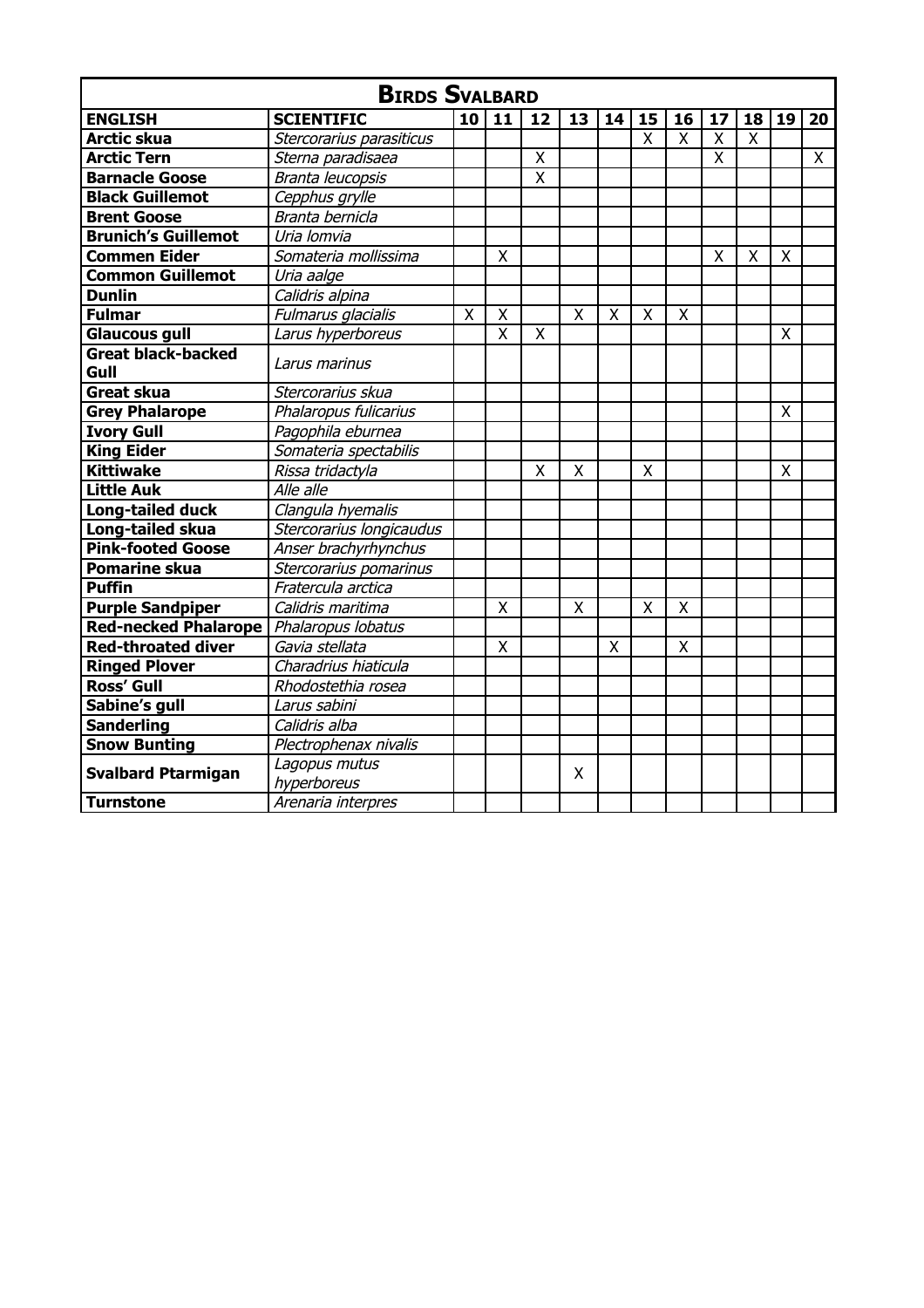| **BIRDS SVALBARD** | | | | | | | | | | | | |
|---|---|---|---|---|---|---|---|---|---|---|---|---|
| **ENGLISH** | **SCIENTIFIC** | **10** | **11** | **12** | **13** | **14** | **15** | **16** | **17** | **18** | **19** | **20** |
| **Arctic skua** | *Stercorarius parasiticus* | | | | | | X | X | X | X | | |
| **Arctic Tern** | *Sterna paradisaea* | | | X | | | | | X | | | X |
| **Barnacle Goose** | *Branta leucopsis* | | | X | | | | | | | | |
| **Black Guillemot** | *Cepphus grylle* | | | | | | | | | | | |
| **Brent Goose** | *Branta bernicla* | | | | | | | | | | | |
| **Brunich's Guillemot** | *Uria lomvia* | | | | | | | | | | | |
| **Commen Eider** | *Somateria mollissima* | | X | | | | | | X | X | X | |
| **Common Guillemot** | *Uria aalge* | | | | | | | | | | | |
| **Dunlin** | *Calidris alpina* | | | | | | | | | | | |
| **Fulmar** | *Fulmarus glacialis* | X | X | | X | X | X | X | | | | |
| **Glaucous gull** | *Larus hyperboreus* | | X | X | | | | | | | X | |
| **Great black-backed Gull** | *Larus marinus* | | | | | | | | | | | |
| **Great skua** | *Stercorarius skua* | | | | | | | | | | | |
| **Grey Phalarope** | *Phalaropus fulicarius* | | | | | | | | | | X | |
| **Ivory Gull** | *Pagophila eburnea* | | | | | | | | | | | |
| **King Eider** | *Somateria spectabilis* | | | | | | | | | | | |
| **Kittiwake** | *Rissa tridactyla* | | | X | X | | X | | | | X | |
| **Little Auk** | *Alle alle* | | | | | | | | | | | |
| **Long-tailed duck** | *Clangula hyemalis* | | | | | | | | | | | |
| **Long-tailed skua** | *Stercorarius longicaudus* | | | | | | | | | | | |
| **Pink-footed Goose** | *Anser brachyrhynchus* | | | | | | | | | | | |
| **Pomarine skua** | *Stercorarius pomarinus* | | | | | | | | | | | |
| **Puffin** | *Fratercula arctica* | | | | | | | | | | | |
| **Purple Sandpiper** | *Calidris maritima* | | X | | X | | X | X | | | | |
| **Red-necked Phalarope** | *Phalaropus lobatus* | | | | | | | | | | | |
| **Red-throated diver** | *Gavia stellata* | | X | | | X | | X | | | | |
| **Ringed Plover** | *Charadrius hiaticula* | | | | | | | | | | | |
| **Ross' Gull** | *Rhodostethia rosea* | | | | | | | | | | | |
| **Sabine's gull** | *Larus sabini* | | | | | | | | | | | |
| **Sanderling** | *Calidris alba* | | | | | | | | | | | |
| **Snow Bunting** | *Plectrophenax nivalis* | | | | | | | | | | | |
| **Svalbard Ptarmigan** | *Lagopus mutus hyperboreus* | | | | X | | | | | | | |
| **Turnstone** | *Arenaria interpres* | | | | | | | | | | | |